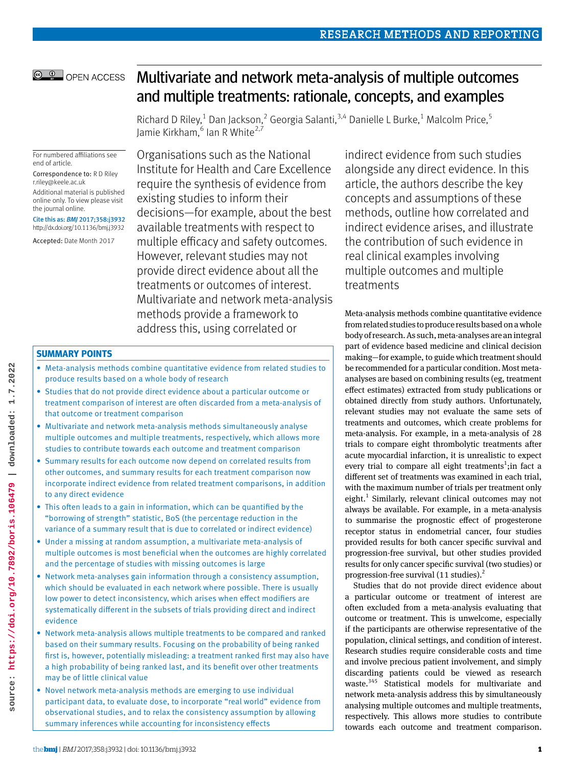# Multivariate and network meta-analysis of multiple outcomes and multiple treatments: rationale, concepts, and examples

Richard D Riley,[1] Dan Jackson,[2] Georgia Salanti,[3,4] Danielle L Burke,[1] Malcolm Price,[5] Jamie Kirkham,[6] Ian R White[2,7]

For numbered affiliations see end of article.

Correspondence to: R D Riley r.riley@keele.ac.uk

Additional material is published online only. To view please visit the journal online.

Cite this as: *BMJ* 2017;358:j3932 http://dx.doi.org/10.1136/bmj.j3932

Accepted: Date Month 2017

Organisations such as the National Institute for Health and Care Excellence require the synthesis of evidence from existing studies to inform their decisions—for example, about the best available treatments with respect to multiple efficacy and safety outcomes. However, relevant studies may not provide direct evidence about all the treatments or outcomes of interest. Multivariate and network meta-analysis methods provide a framework to address this, using correlated or indirect evidence from such studies alongside any direct evidence. In this article, the authors describe the key concepts and assumptions of these methods, outline how correlated and indirect evidence arises, and illustrate the contribution of such evidence in real clinical examples involving multiple outcomes and multiple treatments

## SUMMARY POINTS

- Meta-analysis methods combine quantitative evidence from related studies to produce results based on a whole body of research
- Studies that do not provide direct evidence about a particular outcome or treatment comparison of interest are often discarded from a meta-analysis of that outcome or treatment comparison
- Multivariate and network meta-analysis methods simultaneously analyse multiple outcomes and multiple treatments, respectively, which allows more studies to contribute towards each outcome and treatment comparison
- Summary results for each outcome now depend on correlated results from other outcomes, and summary results for each treatment comparison now incorporate indirect evidence from related treatment comparisons, in addition to any direct evidence
- This often leads to a gain in information, which can be quantified by the "borrowing of strength" statistic, BoS (the percentage reduction in the variance of a summary result that is due to correlated or indirect evidence)
- Under a missing at random assumption, a multivariate meta-analysis of multiple outcomes is most beneficial when the outcomes are highly correlated and the percentage of studies with missing outcomes is large
- Network meta-analyses gain information through a consistency assumption, which should be evaluated in each network where possible. There is usually low power to detect inconsistency, which arises when effect modifiers are systematically different in the subsets of trials providing direct and indirect evidence
- Network meta-analysis allows multiple treatments to be compared and ranked based on their summary results. Focusing on the probability of being ranked first is, however, potentially misleading: a treatment ranked first may also have a high probability of being ranked last, and its benefit over other treatments may be of little clinical value
- Novel network meta-analysis methods are emerging to use individual participant data, to evaluate dose, to incorporate "real world" evidence from observational studies, and to relax the consistency assumption by allowing summary inferences while accounting for inconsistency effects

Meta-analysis methods combine quantitative evidence from related studies to produce results based on a whole body of research. As such, meta-analyses are an integral part of evidence based medicine and clinical decision making—for example, to guide which treatment should be recommended for a particular condition. Most meta-analyses are based on combining results (eg, treatment effect estimates) extracted from study publications or obtained directly from study authors. Unfortunately, relevant studies may not evaluate the same sets of treatments and outcomes, which create problems for meta-analysis. For example, in a meta-analysis of 28 trials to compare eight thrombolytic treatments after acute myocardial infarction, it is unrealistic to expect every trial to compare all eight treatments[1];in fact a different set of treatments was examined in each trial, with the maximum number of trials per treatment only eight.[1] Similarly, relevant clinical outcomes may not always be available. For example, in a meta-analysis to summarise the prognostic effect of progesterone receptor status in endometrial cancer, four studies provided results for both cancer specific survival and progression-free survival, but other studies provided results for only cancer specific survival (two studies) or progression-free survival (11 studies).[2]

Studies that do not provide direct evidence about a particular outcome or treatment of interest are often excluded from a meta-analysis evaluating that outcome or treatment. This is unwelcome, especially if the participants are otherwise representative of the population, clinical settings, and condition of interest. Research studies require considerable costs and time and involve precious patient involvement, and simply discarding patients could be viewed as research waste.[3,4,5] Statistical models for multivariate and network meta-analysis address this by simultaneously analysing multiple outcomes and multiple treatments, respectively. This allows more studies to contribute towards each outcome and treatment comparison.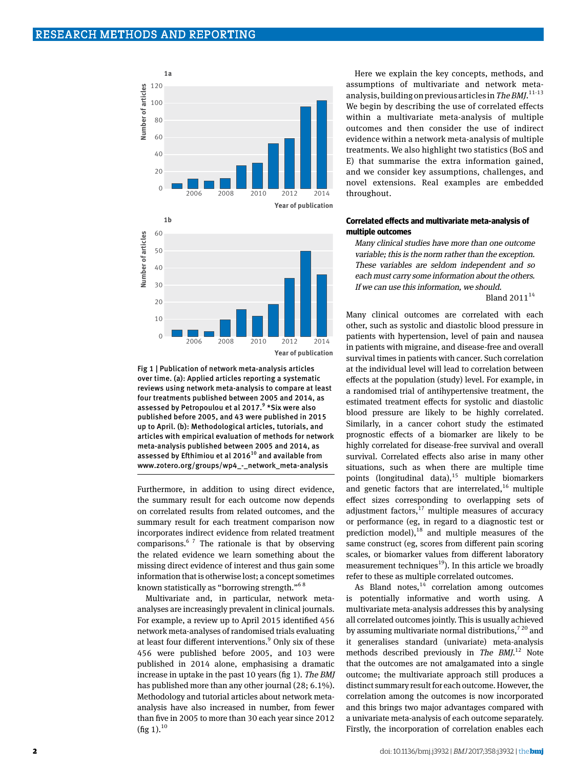Fig 1 | Publication of network meta-analysis articles over time. (a): Applied articles reporting a systematic reviews using network meta-analysis to compare at least four treatments published between 2005 and 2014, as assessed by Petropoulou et al 2017.[9] *Six were also published before 2005, and 43 were published in 2015 up to April. (b): Methodological articles, tutorials, and articles with empirical evaluation of methods for network meta-analysis published between 2005 and 2014, as assessed by Efthimiou et al 2016[10] and available from www.zotero.org/groups/wp4_-_network_meta-analysis

Furthermore, in addition to using direct evidence, the summary result for each outcome now depends on correlated results from related outcomes, and the summary result for each treatment comparison now incorporates indirect evidence from related treatment comparisons.[6 7] The rationale is that by observing the related evidence we learn something about the missing direct evidence of interest and thus gain some information that is otherwise lost; a concept sometimes known statistically as "borrowing strength."[6 8]

Multivariate and, in particular, network meta-analyses are increasingly prevalent in clinical journals. For example, a review up to April 2015 identified 456 network meta-analyses of randomised trials evaluating at least four different interventions.[9] Only six of these 456 were published before 2005, and 103 were published in 2014 alone, emphasising a dramatic increase in uptake in the past 10 years (fig 1). *The BMJ* has published more than any other journal (28; 6.1%). Methodology and tutorial articles about network meta-analysis have also increased in number, from fewer than five in 2005 to more than 30 each year since 2012 (fig 1).[10]

Here we explain the key concepts, methods, and assumptions of multivariate and network meta-analysis, building on previous articles in *The BMJ*.[11-13] We begin by describing the use of correlated effects within a multivariate meta-analysis of multiple outcomes and then consider the use of indirect evidence within a network meta-analysis of multiple treatments. We also highlight two statistics (BoS and E) that summarise the extra information gained, and we consider key assumptions, challenges, and novel extensions. Real examples are embedded throughout.

## Correlated effects and multivariate meta-analysis of multiple outcomes

> *Many clinical studies have more than one outcome variable; this is the norm rather than the exception. These variables are seldom independent and so each must carry some information about the others. If we can use this information, we should.*
>
> Bland 2011[14]

Many clinical outcomes are correlated with each other, such as systolic and diastolic blood pressure in patients with hypertension, level of pain and nausea in patients with migraine, and disease-free and overall survival times in patients with cancer. Such correlation at the individual level will lead to correlation between effects at the population (study) level. For example, in a randomised trial of antihypertensive treatment, the estimated treatment effects for systolic and diastolic blood pressure are likely to be highly correlated. Similarly, in a cancer cohort study the estimated prognostic effects of a biomarker are likely to be highly correlated for disease-free survival and overall survival. Correlated effects also arise in many other situations, such as when there are multiple time points (longitudinal data),[15] multiple biomarkers and genetic factors that are interrelated,[16] multiple effect sizes corresponding to overlapping sets of adjustment factors,[17] multiple measures of accuracy or performance (eg, in regard to a diagnostic test or prediction model),[18] and multiple measures of the same construct (eg, scores from different pain scoring scales, or biomarker values from different laboratory measurement techniques[19]). In this article we broadly refer to these as multiple correlated outcomes.

As Bland notes,[14] correlation among outcomes is potentially informative and worth using. A multivariate meta-analysis addresses this by analysing all correlated outcomes jointly. This is usually achieved by assuming multivariate normal distributions,[7 20] and it generalises standard (univariate) meta-analysis methods described previously in *The BMJ*.[12] Note that the outcomes are not amalgamated into a single outcome; the multivariate approach still produces a distinct summary result for each outcome. However, the correlation among the outcomes is now incorporated and this brings two major advantages compared with a univariate meta-analysis of each outcome separately. Firstly, the incorporation of correlation enables each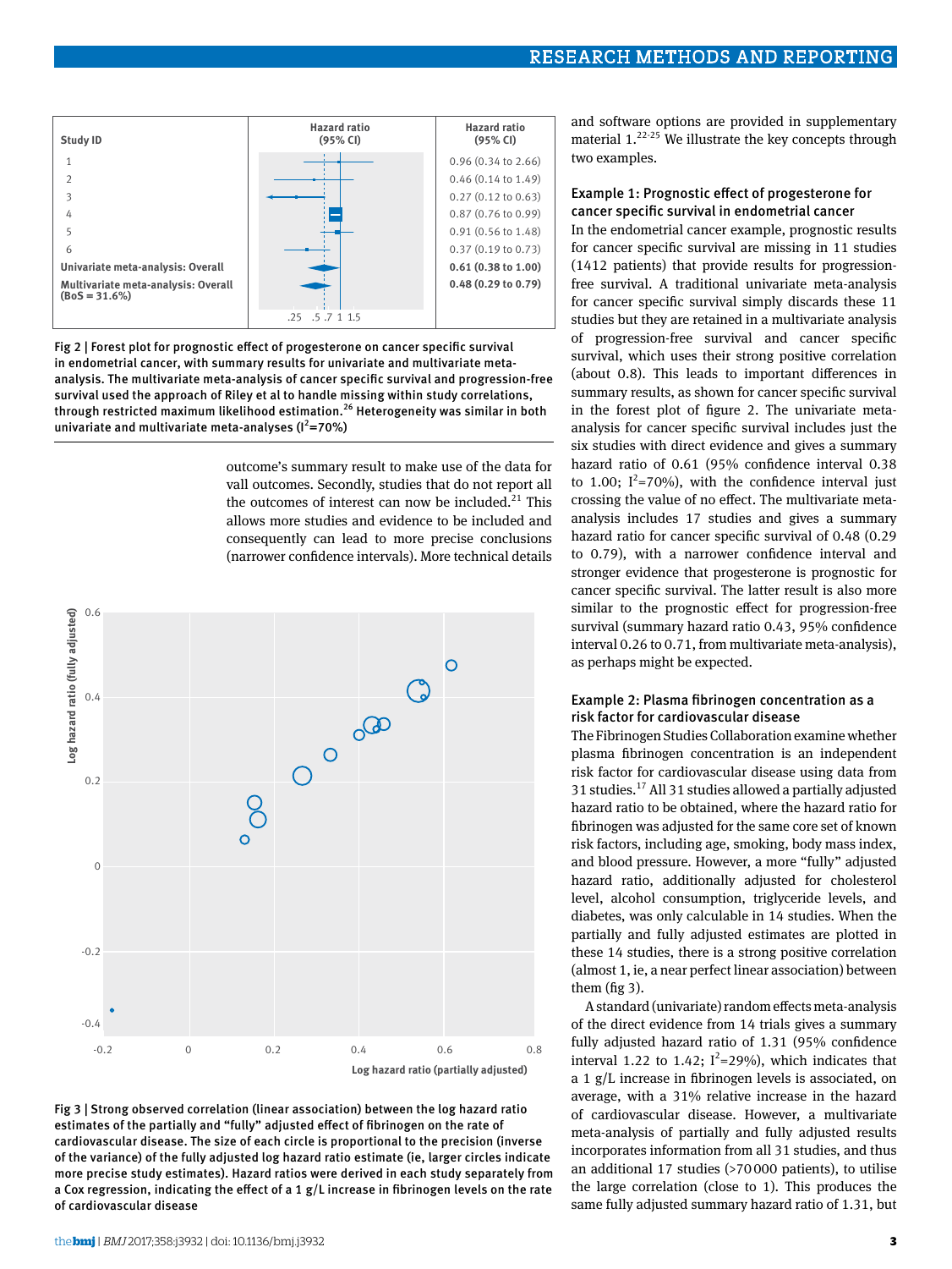| Study ID | Hazard ratio (95% CI) |
|---|---|
| 1 | 0.96 (0.34 to 2.66) |
| 2 | 0.46 (0.14 to 1.49) |
| 3 | 0.27 (0.12 to 0.63) |
| 4 | 0.87 (0.76 to 0.99) |
| 5 | 0.91 (0.56 to 1.48) |
| 6 | 0.37 (0.19 to 0.73) |
| **Univariate meta-analysis: Overall** | **0.61 (0.38 to 1.00)** |
| **Multivariate meta-analysis: Overall (BoS = 31.6%)** | **0.48 (0.29 to 0.79)** |

Fig 2 | Forest plot for prognostic effect of progesterone on cancer specific survival in endometrial cancer, with summary results for univariate and multivariate meta-analysis. The multivariate meta-analysis of cancer specific survival and progression-free survival used the approach of Riley et al to handle missing within study correlations, through restricted maximum likelihood estimation.[26] Heterogeneity was similar in both univariate and multivariate meta-analyses ($I^2$=70%)

outcome's summary result to make use of the data for vall outcomes. Secondly, studies that do not report all the outcomes of interest can now be included.[21] This allows more studies and evidence to be included and consequently can lead to more precise conclusions (narrower confidence intervals). More technical details and software options are provided in supplementary material 1.[22-25] We illustrate the key concepts through two examples.

Fig 3 | Strong observed correlation (linear association) between the log hazard ratio estimates of the partially and "fully" adjusted effect of fibrinogen on the rate of cardiovascular disease. The size of each circle is proportional to the precision (inverse of the variance) of the fully adjusted log hazard ratio estimate (ie, larger circles indicate more precise study estimates). Hazard ratios were derived in each study separately from a Cox regression, indicating the effect of a 1 g/L increase in fibrinogen levels on the rate of cardiovascular disease

### Example 1: Prognostic effect of progesterone for cancer specific survival in endometrial cancer

In the endometrial cancer example, prognostic results for cancer specific survival are missing in 11 studies (1412 patients) that provide results for progression-free survival. A traditional univariate meta-analysis for cancer specific survival simply discards these 11 studies but they are retained in a multivariate analysis of progression-free survival and cancer specific survival, which uses their strong positive correlation (about 0.8). This leads to important differences in summary results, as shown for cancer specific survival in the forest plot of figure 2. The univariate meta-analysis for cancer specific survival includes just the six studies with direct evidence and gives a summary hazard ratio of 0.61 (95% confidence interval 0.38 to 1.00; $I^2$=70%), with the confidence interval just crossing the value of no effect. The multivariate meta-analysis includes 17 studies and gives a summary hazard ratio for cancer specific survival of 0.48 (0.29 to 0.79), with a narrower confidence interval and stronger evidence that progesterone is prognostic for cancer specific survival. The latter result is also more similar to the prognostic effect for progression-free survival (summary hazard ratio 0.43, 95% confidence interval 0.26 to 0.71, from multivariate meta-analysis), as perhaps might be expected.

### Example 2: Plasma fibrinogen concentration as a risk factor for cardiovascular disease

The Fibrinogen Studies Collaboration examine whether plasma fibrinogen concentration is an independent risk factor for cardiovascular disease using data from 31 studies.[17] All 31 studies allowed a partially adjusted hazard ratio to be obtained, where the hazard ratio for fibrinogen was adjusted for the same core set of known risk factors, including age, smoking, body mass index, and blood pressure. However, a more "fully" adjusted hazard ratio, additionally adjusted for cholesterol level, alcohol consumption, triglyceride levels, and diabetes, was only calculable in 14 studies. When the partially and fully adjusted estimates are plotted in these 14 studies, there is a strong positive correlation (almost 1, ie, a near perfect linear association) between them (fig 3).

A standard (univariate) random effects meta-analysis of the direct evidence from 14 trials gives a summary fully adjusted hazard ratio of 1.31 (95% confidence interval 1.22 to 1.42; $I^2$=29%), which indicates that a 1 g/L increase in fibrinogen levels is associated, on average, with a 31% relative increase in the hazard of cardiovascular disease. However, a multivariate meta-analysis of partially and fully adjusted results incorporates information from all 31 studies, and thus an additional 17 studies (>70 000 patients), to utilise the large correlation (close to 1). This produces the same fully adjusted summary hazard ratio of 1.31, but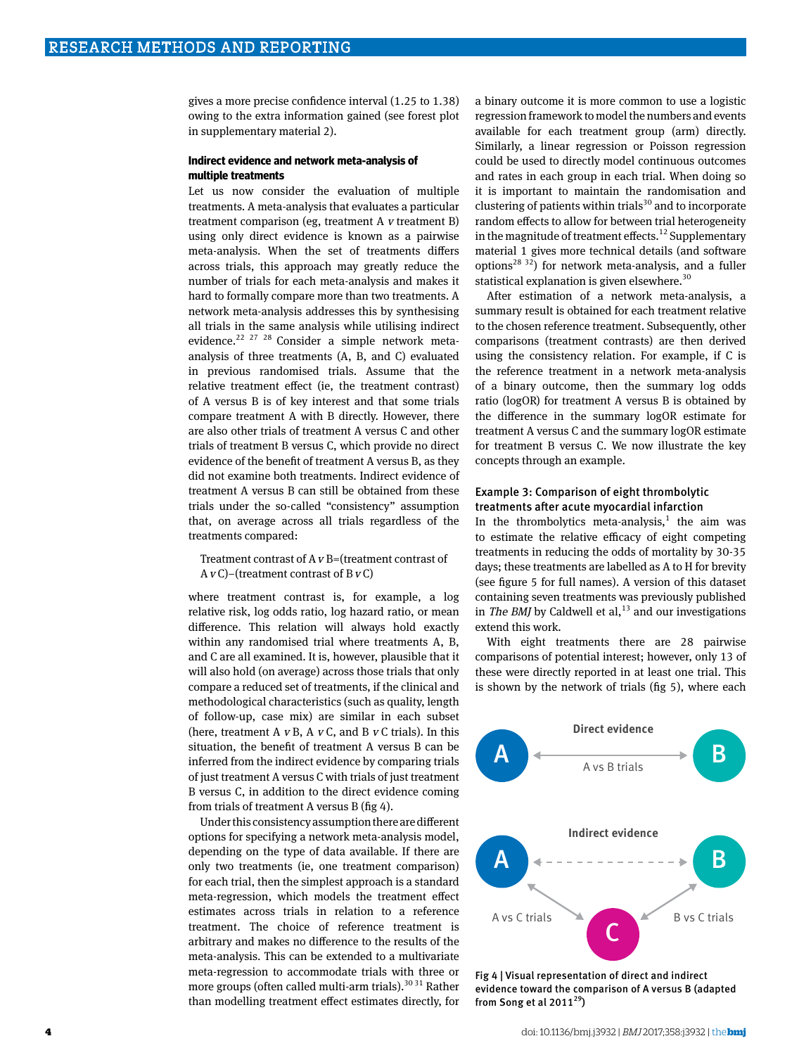gives a more precise confidence interval (1.25 to 1.38) owing to the extra information gained (see forest plot in supplementary material 2).

#### Indirect evidence and network meta-analysis of multiple treatments

Let us now consider the evaluation of multiple treatments. A meta-analysis that evaluates a particular treatment comparison (eg, treatment A *v* treatment B) using only direct evidence is known as a pairwise meta-analysis. When the set of treatments differs across trials, this approach may greatly reduce the number of trials for each meta-analysis and makes it hard to formally compare more than two treatments. A network meta-analysis addresses this by synthesising all trials in the same analysis while utilising indirect evidence.[22 27 28] Consider a simple network meta-analysis of three treatments (A, B, and C) evaluated in previous randomised trials. Assume that the relative treatment effect (ie, the treatment contrast) of A versus B is of key interest and that some trials compare treatment A with B directly. However, there are also other trials of treatment A versus C and other trials of treatment B versus C, which provide no direct evidence of the benefit of treatment A versus B, as they did not examine both treatments. Indirect evidence of treatment A versus B can still be obtained from these trials under the so-called "consistency" assumption that, on average across all trials regardless of the treatments compared:

> Treatment contrast of A *v* B=(treatment contrast of A *v* C)−(treatment contrast of B *v* C)

where treatment contrast is, for example, a log relative risk, log odds ratio, log hazard ratio, or mean difference. This relation will always hold exactly within any randomised trial where treatments A, B, and C are all examined. It is, however, plausible that it will also hold (on average) across those trials that only compare a reduced set of treatments, if the clinical and methodological characteristics (such as quality, length of follow-up, case mix) are similar in each subset (here, treatment A *v* B, A *v* C, and B *v* C trials). In this situation, the benefit of treatment A versus B can be inferred from the indirect evidence by comparing trials of just treatment A versus C with trials of just treatment B versus C, in addition to the direct evidence coming from trials of treatment A versus B (fig 4).

Under this consistency assumption there are different options for specifying a network meta-analysis model, depending on the type of data available. If there are only two treatments (ie, one treatment comparison) for each trial, then the simplest approach is a standard meta-regression, which models the treatment effect estimates across trials in relation to a reference treatment. The choice of reference treatment is arbitrary and makes no difference to the results of the meta-analysis. This can be extended to a multivariate meta-regression to accommodate trials with three or more groups (often called multi-arm trials).[30 31] Rather than modelling treatment effect estimates directly, for a binary outcome it is more common to use a logistic regression framework to model the numbers and events available for each treatment group (arm) directly. Similarly, a linear regression or Poisson regression could be used to directly model continuous outcomes and rates in each group in each trial. When doing so it is important to maintain the randomisation and clustering of patients within trials[30] and to incorporate random effects to allow for between trial heterogeneity in the magnitude of treatment effects.[12] Supplementary material 1 gives more technical details (and software options[28 32]) for network meta-analysis, and a fuller statistical explanation is given elsewhere.[30]

After estimation of a network meta-analysis, a summary result is obtained for each treatment relative to the chosen reference treatment. Subsequently, other comparisons (treatment contrasts) are then derived using the consistency relation. For example, if C is the reference treatment in a network meta-analysis of a binary outcome, then the summary log odds ratio (logOR) for treatment A versus B is obtained by the difference in the summary logOR estimate for treatment A versus C and the summary logOR estimate for treatment B versus C. We now illustrate the key concepts through an example.

#### Example 3: Comparison of eight thrombolytic treatments after acute myocardial infarction

In the thrombolytics meta-analysis,[1] the aim was to estimate the relative efficacy of eight competing treatments in reducing the odds of mortality by 30-35 days; these treatments are labelled as A to H for brevity (see figure 5 for full names). A version of this dataset containing seven treatments was previously published in *The BMJ* by Caldwell et al,[13] and our investigations extend this work.

With eight treatments there are 28 pairwise comparisons of potential interest; however, only 13 of these were directly reported in at least one trial. This is shown by the network of trials (fig 5), where each

Direct evidence

A

A vs B trials

B

Indirect evidence

A

B

A vs C trials

B vs C trials

C

Fig 4 | Visual representation of direct and indirect evidence toward the comparison of A versus B (adapted from Song et al 2011[29])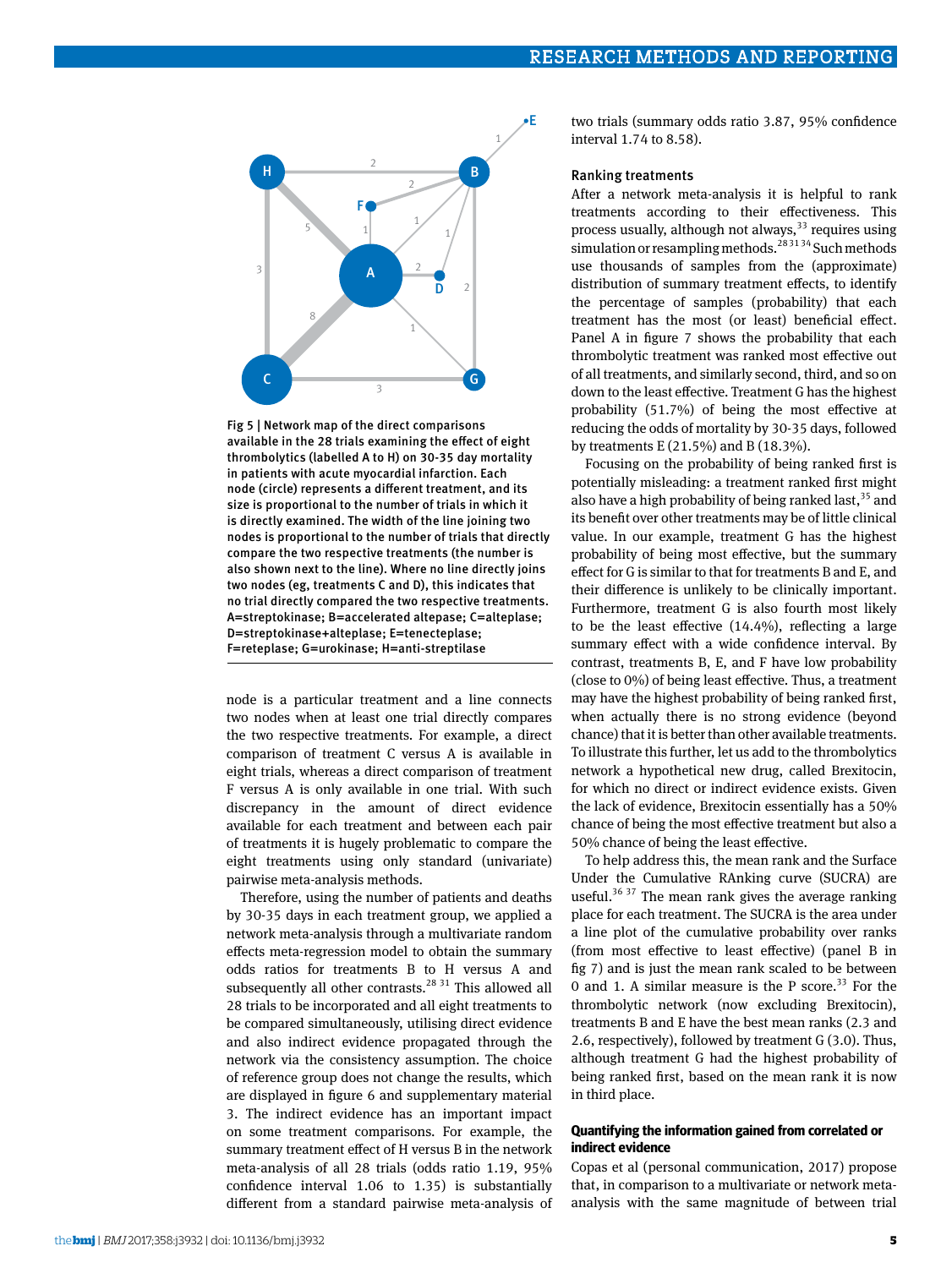E

1

H

2

B

2

F

5

1

1

1

3

A

2

D

2

8

1

C

3

G

Fig 5 | Network map of the direct comparisons available in the 28 trials examining the effect of eight thrombolytics (labelled A to H) on 30-35 day mortality in patients with acute myocardial infarction. Each node (circle) represents a different treatment, and its size is proportional to the number of trials in which it is directly examined. The width of the line joining two nodes is proportional to the number of trials that directly compare the two respective treatments (the number is also shown next to the line). Where no line directly joins two nodes (eg, treatments C and D), this indicates that no trial directly compared the two respective treatments. A=streptokinase; B=accelerated altepase; C=alteplase; D=streptokinase+alteplase; E=tenecteplase; F=reteplase; G=urokinase; H=anti-streptilase

node is a particular treatment and a line connects two nodes when at least one trial directly compares the two respective treatments. For example, a direct comparison of treatment C versus A is available in eight trials, whereas a direct comparison of treatment F versus A is only available in one trial. With such discrepancy in the amount of direct evidence available for each treatment and between each pair of treatments it is hugely problematic to compare the eight treatments using only standard (univariate) pairwise meta-analysis methods.

Therefore, using the number of patients and deaths by 30-35 days in each treatment group, we applied a network meta-analysis through a multivariate random effects meta-regression model to obtain the summary odds ratios for treatments B to H versus A and subsequently all other contrasts.[28 31] This allowed all 28 trials to be incorporated and all eight treatments to be compared simultaneously, utilising direct evidence and also indirect evidence propagated through the network via the consistency assumption. The choice of reference group does not change the results, which are displayed in figure 6 and supplementary material 3. The indirect evidence has an important impact on some treatment comparisons. For example, the summary treatment effect of H versus B in the network meta-analysis of all 28 trials (odds ratio 1.19, 95% confidence interval 1.06 to 1.35) is substantially different from a standard pairwise meta-analysis of two trials (summary odds ratio 3.87, 95% confidence interval 1.74 to 8.58).

### Ranking treatments

After a network meta-analysis it is helpful to rank treatments according to their effectiveness. This process usually, although not always,[33] requires using simulation or resampling methods.[28 31 34] Such methods use thousands of samples from the (approximate) distribution of summary treatment effects, to identify the percentage of samples (probability) that each treatment has the most (or least) beneficial effect. Panel A in figure 7 shows the probability that each thrombolytic treatment was ranked most effective out of all treatments, and similarly second, third, and so on down to the least effective. Treatment G has the highest probability (51.7%) of being the most effective at reducing the odds of mortality by 30-35 days, followed by treatments E (21.5%) and B (18.3%).

Focusing on the probability of being ranked first is potentially misleading: a treatment ranked first might also have a high probability of being ranked last,[35] and its benefit over other treatments may be of little clinical value. In our example, treatment G has the highest probability of being most effective, but the summary effect for G is similar to that for treatments B and E, and their difference is unlikely to be clinically important. Furthermore, treatment G is also fourth most likely to be the least effective (14.4%), reflecting a large summary effect with a wide confidence interval. By contrast, treatments B, E, and F have low probability (close to 0%) of being least effective. Thus, a treatment may have the highest probability of being ranked first, when actually there is no strong evidence (beyond chance) that it is better than other available treatments. To illustrate this further, let us add to the thrombolytics network a hypothetical new drug, called Brexitocin, for which no direct or indirect evidence exists. Given the lack of evidence, Brexitocin essentially has a 50% chance of being the most effective treatment but also a 50% chance of being the least effective.

To help address this, the mean rank and the Surface Under the Cumulative RAnking curve (SUCRA) are useful.[36 37] The mean rank gives the average ranking place for each treatment. The SUCRA is the area under a line plot of the cumulative probability over ranks (from most effective to least effective) (panel B in fig 7) and is just the mean rank scaled to be between 0 and 1. A similar measure is the P score.[33] For the thrombolytic network (now excluding Brexitocin), treatments B and E have the best mean ranks (2.3 and 2.6, respectively), followed by treatment G (3.0). Thus, although treatment G had the highest probability of being ranked first, based on the mean rank it is now in third place.

#### Quantifying the information gained from correlated or indirect evidence

Copas et al (personal communication, 2017) propose that, in comparison to a multivariate or network meta-analysis with the same magnitude of between trial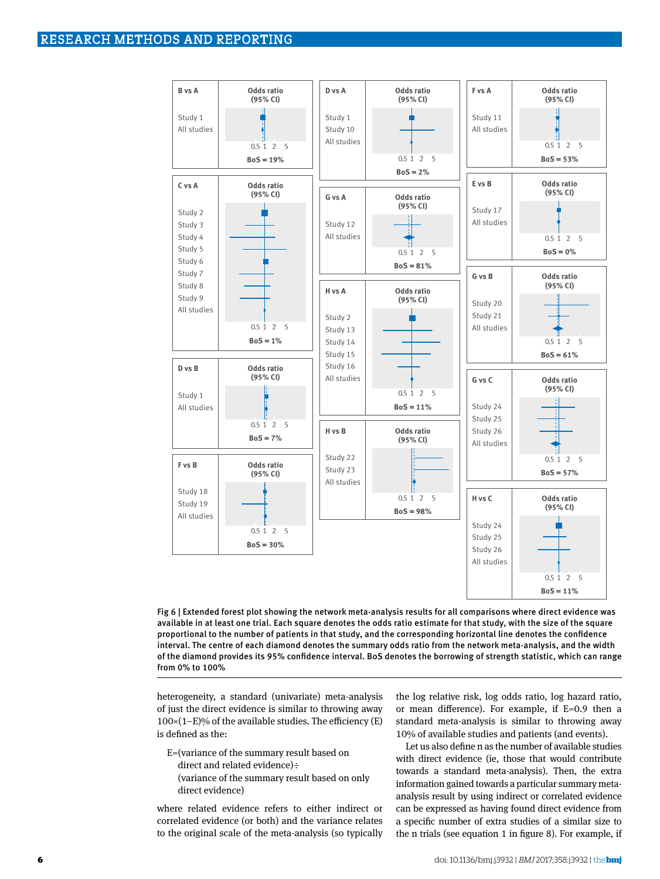| B vs A | Odds ratio (95% CI) |
|---|---|
| Study 1 | |
| All studies | |
| | 0.5 1 2 5 |
| | BoS = 19% |

| C vs A | Odds ratio (95% CI) |
|---|---|
| Study 2 | |
| Study 3 | |
| Study 4 | |
| Study 5 | |
| Study 6 | |
| Study 7 | |
| Study 8 | |
| Study 9 | |
| All studies | |
| | 0.5 1 2 5 |
| | BoS = 1% |

| D vs B | Odds ratio (95% CI) |
|---|---|
| Study 1 | |
| All studies | |
| | 0.5 1 2 5 |
| | BoS = 7% |

| F vs B | Odds ratio (95% CI) |
|---|---|
| Study 18 | |
| Study 19 | |
| All studies | |
| | 0.5 1 2 5 |
| | BoS = 30% |

| D vs A | Odds ratio (95% CI) |
|---|---|
| Study 1 | |
| Study 10 | |
| All studies | |
| | 0.5 1 2 5 |
| | BoS = 2% |

| G vs A | Odds ratio (95% CI) |
|---|---|
| Study 12 | |
| All studies | |
| | 0.5 1 2 5 |
| | BoS = 81% |

| H vs A | Odds ratio (95% CI) |
|---|---|
| Study 2 | |
| Study 13 | |
| Study 14 | |
| Study 15 | |
| Study 16 | |
| All studies | |
| | 0.5 1 2 5 |
| | BoS = 11% |

| H vs B | Odds ratio (95% CI) |
|---|---|
| Study 22 | |
| Study 23 | |
| All studies | |
| | 0.5 1 2 5 |
| | BoS = 98% |

| F vs A | Odds ratio (95% CI) |
|---|---|
| Study 11 | |
| All studies | |
| | 0.5 1 2 5 |
| | BoS = 53% |

| E vs B | Odds ratio (95% CI) |
|---|---|
| Study 17 | |
| All studies | |
| | 0.5 1 2 5 |
| | BoS = 0% |

| G vs B | Odds ratio (95% CI) |
|---|---|
| Study 20 | |
| Study 21 | |
| All studies | |
| | 0.5 1 2 5 |
| | BoS = 61% |

| G vs C | Odds ratio (95% CI) |
|---|---|
| Study 24 | |
| Study 25 | |
| Study 26 | |
| All studies | |
| | 0.5 1 2 5 |
| | BoS = 57% |

| H vs C | Odds ratio (95% CI) |
|---|---|
| Study 24 | |
| Study 25 | |
| Study 26 | |
| All studies | |
| | 0.5 1 2 5 |
| | BoS = 11% |

**Fig 6 | Extended forest plot showing the network meta-analysis results for all comparisons where direct evidence was available in at least one trial. Each square denotes the odds ratio estimate for that study, with the size of the square proportional to the number of patients in that study, and the corresponding horizontal line denotes the confidence interval. The centre of each diamond denotes the summary odds ratio from the network meta-analysis, and the width of the diamond provides its 95% confidence interval. BoS denotes the borrowing of strength statistic, which can range from 0% to 100%**

heterogeneity, a standard (univariate) meta-analysis of just the direct evidence is similar to throwing away 100×(1−E)% of the available studies. The efficiency (E) is defined as the:

E=(variance of the summary result based on direct and related evidence)÷
(variance of the summary result based on only direct evidence)

where related evidence refers to either indirect or correlated evidence (or both) and the variance relates to the original scale of the meta-analysis (so typically the log relative risk, log odds ratio, log hazard ratio, or mean difference). For example, if E=0.9 then a standard meta-analysis is similar to throwing away 10% of available studies and patients (and events).

Let us also define n as the number of available studies with direct evidence (ie, those that would contribute towards a standard meta-analysis). Then, the extra information gained towards a particular summary meta-analysis result by using indirect or correlated evidence can be expressed as having found direct evidence from a specific number of extra studies of a similar size to the n trials (see equation 1 in figure 8). For example, if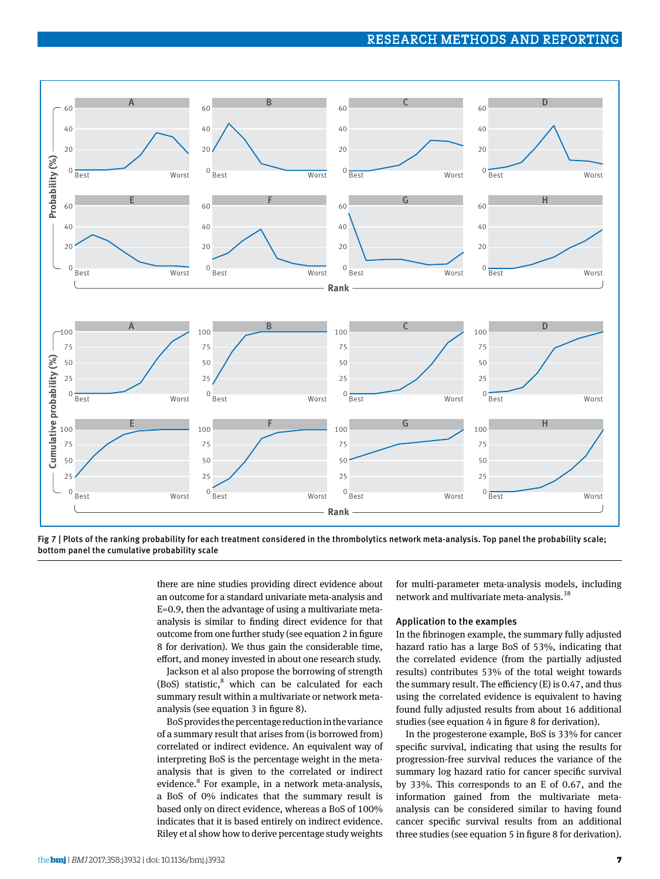Fig 7 | Plots of the ranking probability for each treatment considered in the thrombolytics network meta-analysis. Top panel the probability scale; bottom panel the cumulative probability scale

there are nine studies providing direct evidence about an outcome for a standard univariate meta-analysis and E=0.9, then the advantage of using a multivariate meta-analysis is similar to finding direct evidence for that outcome from one further study (see equation 2 in figure 8 for derivation). We thus gain the considerable time, effort, and money invested in about one research study.

Jackson et al also propose the borrowing of strength (BoS) statistic,[8] which can be calculated for each summary result within a multivariate or network meta-analysis (see equation 3 in figure 8).

BoS provides the percentage reduction in the variance of a summary result that arises from (is borrowed from) correlated or indirect evidence. An equivalent way of interpreting BoS is the percentage weight in the meta-analysis that is given to the correlated or indirect evidence.[8] For example, in a network meta-analysis, a BoS of 0% indicates that the summary result is based only on direct evidence, whereas a BoS of 100% indicates that it is based entirely on indirect evidence. Riley et al show how to derive percentage study weights for multi-parameter meta-analysis models, including network and multivariate meta-analysis.[38]

### Application to the examples

In the fibrinogen example, the summary fully adjusted hazard ratio has a large BoS of 53%, indicating that the correlated evidence (from the partially adjusted results) contributes 53% of the total weight towards the summary result. The efficiency (E) is 0.47, and thus using the correlated evidence is equivalent to having found fully adjusted results from about 16 additional studies (see equation 4 in figure 8 for derivation).

In the progesterone example, BoS is 33% for cancer specific survival, indicating that using the results for progression-free survival reduces the variance of the summary log hazard ratio for cancer specific survival by 33%. This corresponds to an E of 0.67, and the information gained from the multivariate meta-analysis can be considered similar to having found cancer specific survival results from an additional three studies (see equation 5 in figure 8 for derivation).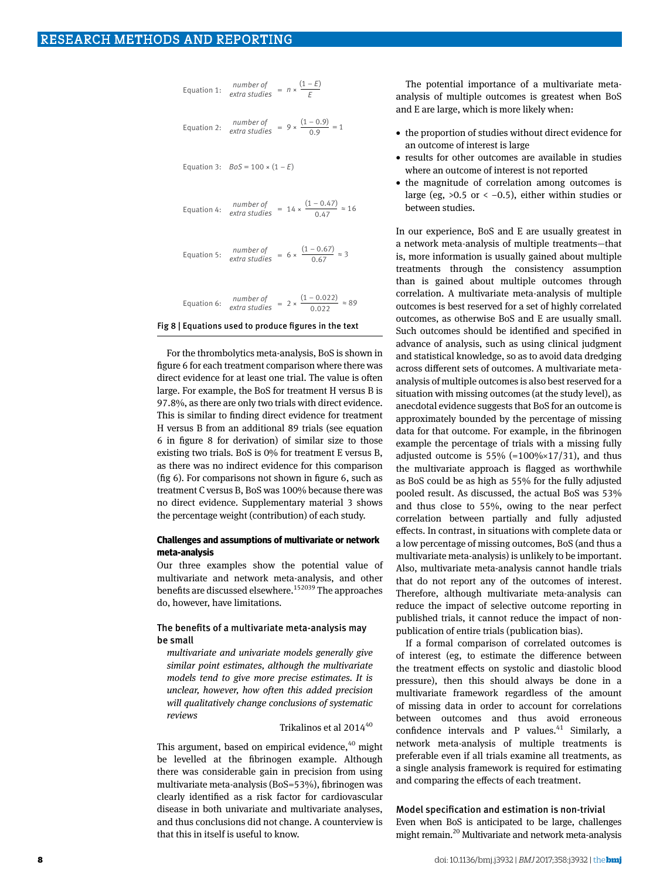$$\text{Equation 1:} \quad \textit{number of extra studies} = n \times \frac{(1-E)}{E}$$

$$\text{Equation 2:} \quad \textit{number of extra studies} = 9 \times \frac{(1-0.9)}{0.9} = 1$$

$$\text{Equation 3:} \quad BoS = 100 \times (1-E)$$

$$\text{Equation 4:} \quad \textit{number of extra studies} = 14 \times \frac{(1-0.47)}{0.47} \approx 16$$

$$\text{Equation 5:} \quad \textit{number of extra studies} = 6 \times \frac{(1-0.67)}{0.67} \approx 3$$

$$\text{Equation 6:} \quad \textit{number of extra studies} = 2 \times \frac{(1-0.022)}{0.022} \approx 89$$

**Fig 8 | Equations used to produce figures in the text**

For the thrombolytics meta-analysis, BoS is shown in figure 6 for each treatment comparison where there was direct evidence for at least one trial. The value is often large. For example, the BoS for treatment H versus B is 97.8%, as there are only two trials with direct evidence. This is similar to finding direct evidence for treatment H versus B from an additional 89 trials (see equation 6 in figure 8 for derivation) of similar size to those existing two trials. BoS is 0% for treatment E versus B, as there was no indirect evidence for this comparison (fig 6). For comparisons not shown in figure 6, such as treatment C versus B, BoS was 100% because there was no direct evidence. Supplementary material 3 shows the percentage weight (contribution) of each study.

### Challenges and assumptions of multivariate or network meta-analysis

Our three examples show the potential value of multivariate and network meta-analysis, and other benefits are discussed elsewhere.[15,20,39] The approaches do, however, have limitations.

#### The benefits of a multivariate meta-analysis may be small

> *multivariate and univariate models generally give similar point estimates, although the multivariate models tend to give more precise estimates. It is unclear, however, how often this added precision will qualitatively change conclusions of systematic reviews*
>
> Trikalinos et al 2014[40]

This argument, based on empirical evidence,[40] might be levelled at the fibrinogen example. Although there was considerable gain in precision from using multivariate meta-analysis (BoS=53%), fibrinogen was clearly identified as a risk factor for cardiovascular disease in both univariate and multivariate analyses, and thus conclusions did not change. A counterview is that this in itself is useful to know.

The potential importance of a multivariate meta-analysis of multiple outcomes is greatest when BoS and E are large, which is more likely when:

- the proportion of studies without direct evidence for an outcome of interest is large
- results for other outcomes are available in studies where an outcome of interest is not reported
- the magnitude of correlation among outcomes is large (eg, >0.5 or < −0.5), either within studies or between studies.

In our experience, BoS and E are usually greatest in a network meta-analysis of multiple treatments—that is, more information is usually gained about multiple treatments through the consistency assumption than is gained about multiple outcomes through correlation. A multivariate meta-analysis of multiple outcomes is best reserved for a set of highly correlated outcomes, as otherwise BoS and E are usually small. Such outcomes should be identified and specified in advance of analysis, such as using clinical judgment and statistical knowledge, so as to avoid data dredging across different sets of outcomes. A multivariate meta-analysis of multiple outcomes is also best reserved for a situation with missing outcomes (at the study level), as anecdotal evidence suggests that BoS for an outcome is approximately bounded by the percentage of missing data for that outcome. For example, in the fibrinogen example the percentage of trials with a missing fully adjusted outcome is 55% (=100%×17/31), and thus the multivariate approach is flagged as worthwhile as BoS could be as high as 55% for the fully adjusted pooled result. As discussed, the actual BoS was 53% and thus close to 55%, owing to the near perfect correlation between partially and fully adjusted effects. In contrast, in situations with complete data or a low percentage of missing outcomes, BoS (and thus a multivariate meta-analysis) is unlikely to be important. Also, multivariate meta-analysis cannot handle trials that do not report any of the outcomes of interest. Therefore, although multivariate meta-analysis can reduce the impact of selective outcome reporting in published trials, it cannot reduce the impact of non-publication of entire trials (publication bias).

If a formal comparison of correlated outcomes is of interest (eg, to estimate the difference between the treatment effects on systolic and diastolic blood pressure), then this should always be done in a multivariate framework regardless of the amount of missing data in order to account for correlations between outcomes and thus avoid erroneous confidence intervals and P values.[41] Similarly, a network meta-analysis of multiple treatments is preferable even if all trials examine all treatments, as a single analysis framework is required for estimating and comparing the effects of each treatment.

#### Model specification and estimation is non-trivial

Even when BoS is anticipated to be large, challenges might remain.[20] Multivariate and network meta-analysis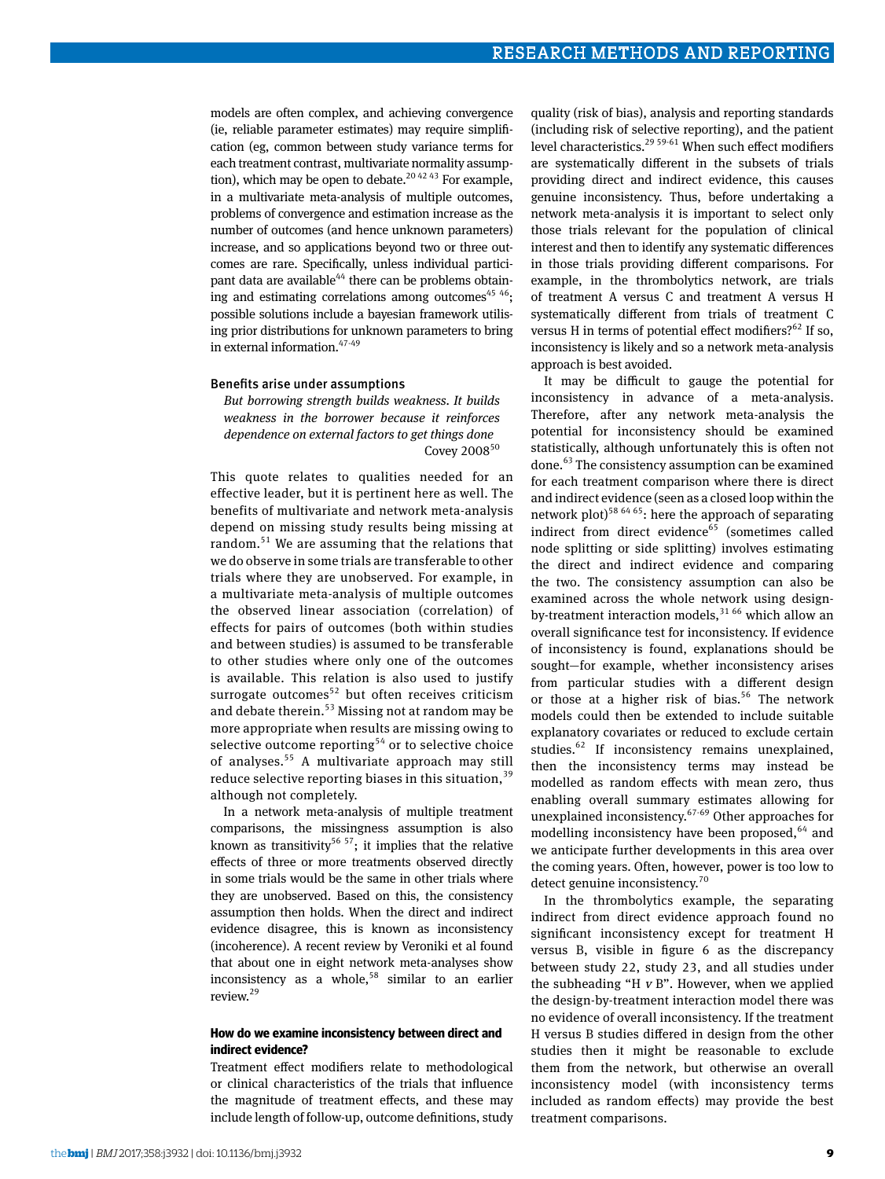models are often complex, and achieving convergence (ie, reliable parameter estimates) may require simplification (eg, common between study variance terms for each treatment contrast, multivariate normality assumption), which may be open to debate.[20 42 43] For example, in a multivariate meta-analysis of multiple outcomes, problems of convergence and estimation increase as the number of outcomes (and hence unknown parameters) increase, and so applications beyond two or three outcomes are rare. Specifically, unless individual participant data are available[44] there can be problems obtaining and estimating correlations among outcomes[45 46]; possible solutions include a bayesian framework utilising prior distributions for unknown parameters to bring in external information.[47-49]

### Benefits arise under assumptions

*But borrowing strength builds weakness. It builds weakness in the borrower because it reinforces dependence on external factors to get things done*

Covey 2008[50]

This quote relates to qualities needed for an effective leader, but it is pertinent here as well. The benefits of multivariate and network meta-analysis depend on missing study results being missing at random.[51] We are assuming that the relations that we do observe in some trials are transferable to other trials where they are unobserved. For example, in a multivariate meta-analysis of multiple outcomes the observed linear association (correlation) of effects for pairs of outcomes (both within studies and between studies) is assumed to be transferable to other studies where only one of the outcomes is available. This relation is also used to justify surrogate outcomes[52] but often receives criticism and debate therein.[53] Missing not at random may be more appropriate when results are missing owing to selective outcome reporting[54] or to selective choice of analyses.[55] A multivariate approach may still reduce selective reporting biases in this situation,[39] although not completely.

In a network meta-analysis of multiple treatment comparisons, the missingness assumption is also known as transitivity[56 57]; it implies that the relative effects of three or more treatments observed directly in some trials would be the same in other trials where they are unobserved. Based on this, the consistency assumption then holds. When the direct and indirect evidence disagree, this is known as inconsistency (incoherence). A recent review by Veroniki et al found that about one in eight network meta-analyses show inconsistency as a whole,[58] similar to an earlier review.[29]

#### How do we examine inconsistency between direct and indirect evidence?

Treatment effect modifiers relate to methodological or clinical characteristics of the trials that influence the magnitude of treatment effects, and these may include length of follow-up, outcome definitions, study quality (risk of bias), analysis and reporting standards (including risk of selective reporting), and the patient level characteristics.[29 59-61] When such effect modifiers are systematically different in the subsets of trials providing direct and indirect evidence, this causes genuine inconsistency. Thus, before undertaking a network meta-analysis it is important to select only those trials relevant for the population of clinical interest and then to identify any systematic differences in those trials providing different comparisons. For example, in the thrombolytics network, are trials of treatment A versus C and treatment A versus H systematically different from trials of treatment C versus H in terms of potential effect modifiers?[62] If so, inconsistency is likely and so a network meta-analysis approach is best avoided.

It may be difficult to gauge the potential for inconsistency in advance of a meta-analysis. Therefore, after any network meta-analysis the potential for inconsistency should be examined statistically, although unfortunately this is often not done.[63] The consistency assumption can be examined for each treatment comparison where there is direct and indirect evidence (seen as a closed loop within the network plot)[58 64 65]: here the approach of separating indirect from direct evidence[65] (sometimes called node splitting or side splitting) involves estimating the direct and indirect evidence and comparing the two. The consistency assumption can also be examined across the whole network using design-by-treatment interaction models,[31 66] which allow an overall significance test for inconsistency. If evidence of inconsistency is found, explanations should be sought—for example, whether inconsistency arises from particular studies with a different design or those at a higher risk of bias.[56] The network models could then be extended to include suitable explanatory covariates or reduced to exclude certain studies.[62] If inconsistency remains unexplained, then the inconsistency terms may instead be modelled as random effects with mean zero, thus enabling overall summary estimates allowing for unexplained inconsistency.[67-69] Other approaches for modelling inconsistency have been proposed,[64] and we anticipate further developments in this area over the coming years. Often, however, power is too low to detect genuine inconsistency.[70]

In the thrombolytics example, the separating indirect from direct evidence approach found no significant inconsistency except for treatment H versus B, visible in figure 6 as the discrepancy between study 22, study 23, and all studies under the subheading "H *v* B". However, when we applied the design-by-treatment interaction model there was no evidence of overall inconsistency. If the treatment H versus B studies differed in design from the other studies then it might be reasonable to exclude them from the network, but otherwise an overall inconsistency model (with inconsistency terms included as random effects) may provide the best treatment comparisons.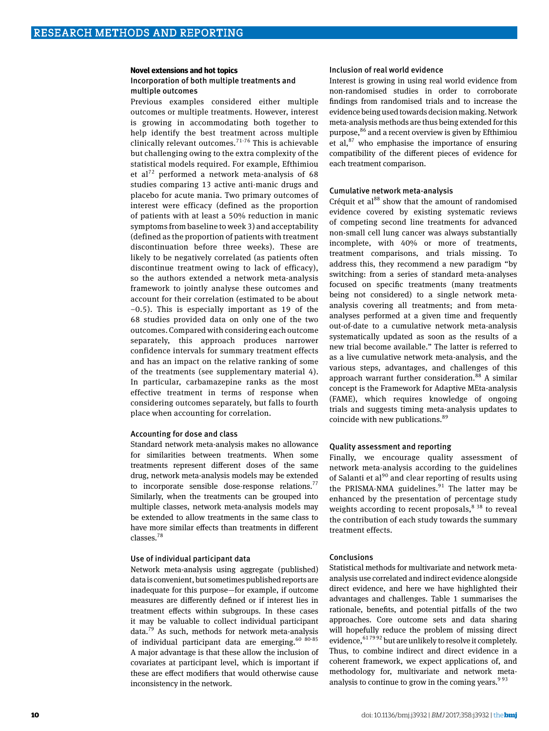## Novel extensions and hot topics

### Incorporation of both multiple treatments and multiple outcomes

Previous examples considered either multiple outcomes or multiple treatments. However, interest is growing in accommodating both together to help identify the best treatment across multiple clinically relevant outcomes.[71-76] This is achievable but challenging owing to the extra complexity of the statistical models required. For example, Efthimiou et al[72] performed a network meta-analysis of 68 studies comparing 13 active anti-manic drugs and placebo for acute mania. Two primary outcomes of interest were efficacy (defined as the proportion of patients with at least a 50% reduction in manic symptoms from baseline to week 3) and acceptability (defined as the proportion of patients with treatment discontinuation before three weeks). These are likely to be negatively correlated (as patients often discontinue treatment owing to lack of efficacy), so the authors extended a network meta-analysis framework to jointly analyse these outcomes and account for their correlation (estimated to be about −0.5). This is especially important as 19 of the 68 studies provided data on only one of the two outcomes. Compared with considering each outcome separately, this approach produces narrower confidence intervals for summary treatment effects and has an impact on the relative ranking of some of the treatments (see supplementary material 4). In particular, carbamazepine ranks as the most effective treatment in terms of response when considering outcomes separately, but falls to fourth place when accounting for correlation.

### Accounting for dose and class

Standard network meta-analysis makes no allowance for similarities between treatments. When some treatments represent different doses of the same drug, network meta-analysis models may be extended to incorporate sensible dose-response relations.[77] Similarly, when the treatments can be grouped into multiple classes, network meta-analysis models may be extended to allow treatments in the same class to have more similar effects than treatments in different classes.[78]

### Use of individual participant data

Network meta-analysis using aggregate (published) data is convenient, but sometimes published reports are inadequate for this purpose—for example, if outcome measures are differently defined or if interest lies in treatment effects within subgroups. In these cases it may be valuable to collect individual participant data.[79] As such, methods for network meta-analysis of individual participant data are emerging.[60 80-85] A major advantage is that these allow the inclusion of covariates at participant level, which is important if these are effect modifiers that would otherwise cause inconsistency in the network.

### Inclusion of real world evidence

Interest is growing in using real world evidence from non-randomised studies in order to corroborate findings from randomised trials and to increase the evidence being used towards decision making. Network meta-analysis methods are thus being extended for this purpose,[86] and a recent overview is given by Efthimiou et al,[87] who emphasise the importance of ensuring compatibility of the different pieces of evidence for each treatment comparison.

### Cumulative network meta-analysis

Créquit et al[88] show that the amount of randomised evidence covered by existing systematic reviews of competing second line treatments for advanced non-small cell lung cancer was always substantially incomplete, with 40% or more of treatments, treatment comparisons, and trials missing. To address this, they recommend a new paradigm "by switching: from a series of standard meta-analyses focused on specific treatments (many treatments being not considered) to a single network meta-analysis covering all treatments; and from meta-analyses performed at a given time and frequently out-of-date to a cumulative network meta-analysis systematically updated as soon as the results of a new trial become available." The latter is referred to as a live cumulative network meta-analysis, and the various steps, advantages, and challenges of this approach warrant further consideration.[88] A similar concept is the Framework for Adaptive MEta-analysis (FAME), which requires knowledge of ongoing trials and suggests timing meta-analysis updates to coincide with new publications.[89]

### Quality assessment and reporting

Finally, we encourage quality assessment of network meta-analysis according to the guidelines of Salanti et al[90] and clear reporting of results using the PRISMA-NMA guidelines.[91] The latter may be enhanced by the presentation of percentage study weights according to recent proposals,[8 38] to reveal the contribution of each study towards the summary treatment effects.

### Conclusions

Statistical methods for multivariate and network meta-analysis use correlated and indirect evidence alongside direct evidence, and here we have highlighted their advantages and challenges. Table 1 summarises the rationale, benefits, and potential pitfalls of the two approaches. Core outcome sets and data sharing will hopefully reduce the problem of missing direct evidence,[61 79 92] but are unlikely to resolve it completely. Thus, to combine indirect and direct evidence in a coherent framework, we expect applications of, and methodology for, multivariate and network meta-analysis to continue to grow in the coming years.[9 93]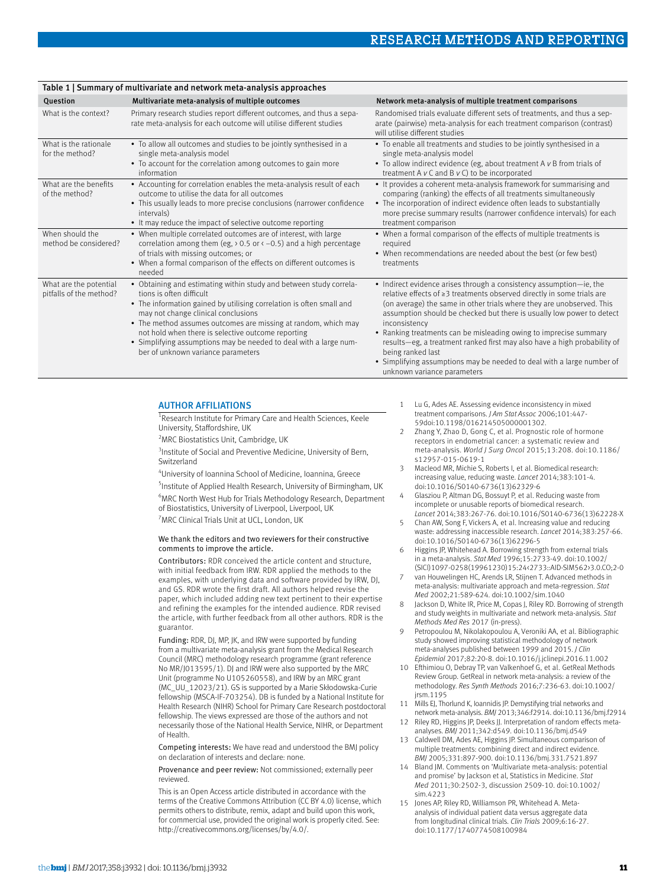**Table 1 | Summary of multivariate and network meta-analysis approaches**

| Question | Multivariate meta-analysis of multiple outcomes | Network meta-analysis of multiple treatment comparisons |
|---|---|---|
| What is the context? | Primary research studies report different outcomes, and thus a separate meta-analysis for each outcome will utilise different studies | Randomised trials evaluate different sets of treatments, and thus a separate (pairwise) meta-analysis for each treatment comparison (contrast) will utilise different studies |
| What is the rationale for the method? | • To allow all outcomes and studies to be jointly synthesised in a single meta-analysis model<br>• To account for the correlation among outcomes to gain more information | • To enable all treatments and studies to be jointly synthesised in a single meta-analysis model<br>• To allow indirect evidence (eg, about treatment A *v* B from trials of treatment A *v* C and B *v* C) to be incorporated |
| What are the benefits of the method? | • Accounting for correlation enables the meta-analysis result of each outcome to utilise the data for all outcomes<br>• This usually leads to more precise conclusions (narrower confidence intervals)<br>• It may reduce the impact of selective outcome reporting | • It provides a coherent meta-analysis framework for summarising and comparing (ranking) the effects of all treatments simultaneously<br>• The incorporation of indirect evidence often leads to substantially more precise summary results (narrower confidence intervals) for each treatment comparison |
| When should the method be considered? | • When multiple correlated outcomes are of interest, with large correlation among them (eg, $>0.5$ or $<-0.5$) and a high percentage of trials with missing outcomes; or<br>• When a formal comparison of the effects on different outcomes is needed | • When a formal comparison of the effects of multiple treatments is required<br>• When recommendations are needed about the best (or few best) treatments |
| What are the potential pitfalls of the method? | • Obtaining and estimating within study and between study correlations is often difficult<br>• The information gained by utilising correlation is often small and may not change clinical conclusions<br>• The method assumes outcomes are missing at random, which may not hold when there is selective outcome reporting<br>• Simplifying assumptions may be needed to deal with a large number of unknown variance parameters | • Indirect evidence arises through a consistency assumption—ie, the relative effects of ≥3 treatments observed directly in some trials are (on average) the same in other trials where they are unobserved. This assumption should be checked but there is usually low power to detect inconsistency<br>• Ranking treatments can be misleading owing to imprecise summary results—eg, a treatment ranked first may also have a high probability of being ranked last<br>• Simplifying assumptions may be needed to deal with a large number of unknown variance parameters |

## AUTHOR AFFILIATIONS

[1]Research Institute for Primary Care and Health Sciences, Keele University, Staffordshire, UK

[2]MRC Biostatistics Unit, Cambridge, UK

[3]Institute of Social and Preventive Medicine, University of Bern, Switzerland

[4]University of Ioannina School of Medicine, Ioannina, Greece

[5]Institute of Applied Health Research, University of Birmingham, UK

[6]MRC North West Hub for Trials Methodology Research, Department of Biostatistics, University of Liverpool, Liverpool, UK

[7]MRC Clinical Trials Unit at UCL, London, UK

We thank the editors and two reviewers for their constructive comments to improve the article.

**Contributors:** RDR conceived the article content and structure, with initial feedback from IRW. RDR applied the methods to the examples, with underlying data and software provided by IRW, DJ, and GS. RDR wrote the first draft. All authors helped revise the paper, which included adding new text pertinent to their expertise and refining the examples for the intended audience. RDR revised the article, with further feedback from all other authors. RDR is the guarantor.

**Funding:** RDR, DJ, MP, JK, and IRW were supported by funding from a multivariate meta-analysis grant from the Medical Research Council (MRC) methodology research programme (grant reference No MR/J013595/1). DJ and IRW were also supported by the MRC Unit (programme No U105260558), and IRW by an MRC grant (MC_UU_12023/21). GS is supported by a Marie Skłodowska-Curie fellowship (MSCA-IF-703254). DB is funded by a National Institute for Health Research (NIHR) School for Primary Care Research postdoctoral fellowship. The views expressed are those of the authors and not necessarily those of the National Health Service, NIHR, or Department of Health.

**Competing interests:** We have read and understood the BMJ policy on declaration of interests and declare: none.

**Provenance and peer review:** Not commissioned; externally peer reviewed.

This is an Open Access article distributed in accordance with the terms of the Creative Commons Attribution (CC BY 4.0) license, which permits others to distribute, remix, adapt and build upon this work, for commercial use, provided the original work is properly cited. See: http://creativecommons.org/licenses/by/4.0/.

1. Lu G, Ades AE. Assessing evidence inconsistency in mixed treatment comparisons. *J Am Stat Assoc* 2006;101:447-59doi:10.1198/016214505000001302.
2. Zhang Y, Zhao D, Gong C, et al. Prognostic role of hormone receptors in endometrial cancer: a systematic review and meta-analysis. *World J Surg Oncol* 2015;13:208. doi:10.1186/s12957-015-0619-1
3. Macleod MR, Michie S, Roberts I, et al. Biomedical research: increasing value, reducing waste. *Lancet* 2014;383:101-4. doi:10.1016/S0140-6736(13)62329-6
4. Glasziou P, Altman DG, Bossuyt P, et al. Reducing waste from incomplete or unusable reports of biomedical research. *Lancet* 2014;383:267-76. doi:10.1016/S0140-6736(13)62228-X
5. Chan AW, Song F, Vickers A, et al. Increasing value and reducing waste: addressing inaccessible research. *Lancet* 2014;383:257-66. doi:10.1016/S0140-6736(13)62296-5
6. Higgins JP, Whitehead A. Borrowing strength from external trials in a meta-analysis. *Stat Med* 1996;15:2733-49. doi:10.1002/(SICI)1097-0258(19961230)15:24<2733::AID-SIM562>3.0.CO;2-0
7. van Houwelingen HC, Arends LR, Stijnen T. Advanced methods in meta-analysis: multivariate approach and meta-regression. *Stat Med* 2002;21:589-624. doi:10.1002/sim.1040
8. Jackson D, White IR, Price M, Copas J, Riley RD. Borrowing of strength and study weights in multivariate and network meta-analysis. *Stat Methods Med Res* 2017 (in-press).
9. Petropoulou M, Nikolakopoulou A, Veroniki AA, et al. Bibliographic study showed improving statistical methodology of network meta-analyses published between 1999 and 2015. *J Clin Epidemiol* 2017;82:20-8. doi:10.1016/j.jclinepi.2016.11.002
10. Efthimiou O, Debray TP, van Valkenhoef G, et al. GetReal Methods Review Group. GetReal in network meta-analysis: a review of the methodology. *Res Synth Methods* 2016;7:236-63. doi:10.1002/jrsm.1195
11. Mills EJ, Thorlund K, Ioannidis JP. Demystifying trial networks and network meta-analysis. *BMJ* 2013;346:f2914. doi:10.1136/bmj.f2914
12. Riley RD, Higgins JP, Deeks JJ. Interpretation of random effects meta-analyses. *BMJ* 2011;342:d549. doi:10.1136/bmj.d549
13. Caldwell DM, Ades AE, Higgins JP. Simultaneous comparison of multiple treatments: combining direct and indirect evidence. *BMJ* 2005;331:897-900. doi:10.1136/bmj.331.7521.897
14. Bland JM. Comments on 'Multivariate meta-analysis: potential and promise' by Jackson et al, Statistics in Medicine. *Stat Med* 2011;30:2502-3, discussion 2509-10. doi:10.1002/sim.4223
15. Jones AP, Riley RD, Williamson PR, Whitehead A. Meta-analysis of individual patient data versus aggregate data from longitudinal clinical trials. *Clin Trials* 2009;6:16-27. doi:10.1177/1740774508100984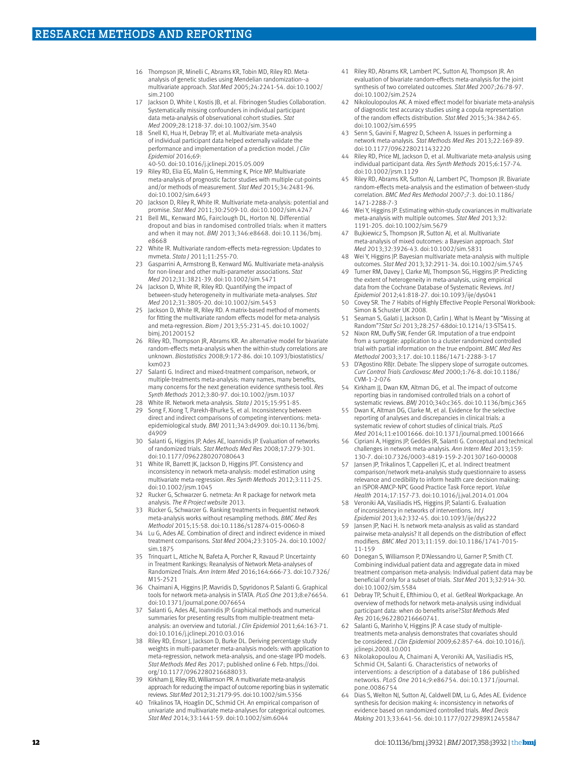16 Thompson JR, Minelli C, Abrams KR, Tobin MD, Riley RD. Meta-analysis of genetic studies using Mendelian randomization--a multivariate approach. *Stat Med* 2005;24:2241-54. doi:10.1002/sim.2100

17 Jackson D, White I, Kostis JB, et al. Fibrinogen Studies Collaboration. Systematically missing confounders in individual participant data meta-analysis of observational cohort studies. *Stat Med* 2009;28:1218-37. doi:10.1002/sim.3540

18 Snell KI, Hua H, Debray TP, et al. Multivariate meta-analysis of individual participant data helped externally validate the performance and implementation of a prediction model. *J Clin Epidemiol* 2016;69:40-50. doi:10.1016/j.jclinepi.2015.05.009

19 Riley RD, Elia EG, Malin G, Hemming K, Price MP. Multivariate meta-analysis of prognostic factor studies with multiple cut-points and/or methods of measurement. *Stat Med* 2015;34:2481-96. doi:10.1002/sim.6493

20 Jackson D, Riley R, White IR. Multivariate meta-analysis: potential and promise. *Stat Med* 2011;30:2509-10. doi:10.1002/sim.4247

21 Bell ML, Kenward MG, Fairclough DL, Horton NJ. Differential dropout and bias in randomised controlled trials: when it matters and when it may not. *BMJ* 2013;346:e8668. doi:10.1136/bmj.e8668

22 White IR. Multivariate random-effects meta-regression: Updates to mvmeta. *Stata J* 2011;11:255-70.

23 Gasparrini A, Armstrong B, Kenward MG. Multivariate meta-analysis for non-linear and other multi-parameter associations. *Stat Med* 2012;31:3821-39. doi:10.1002/sim.5471

24 Jackson D, White IR, Riley RD. Quantifying the impact of between-study heterogeneity in multivariate meta-analyses. *Stat Med* 2012;31:3805-20. doi:10.1002/sim.5453

25 Jackson D, White IR, Riley RD. A matrix-based method of moments for fitting the multivariate random effects model for meta-analysis and meta-regression. *Biom J* 2013;55:231-45. doi:10.1002/bimj.201200152

26 Riley RD, Thompson JR, Abrams KR. An alternative model for bivariate random-effects meta-analysis when the within-study correlations are unknown. *Biostatistics* 2008;9:172-86. doi:10.1093/biostatistics/kxm023

27 Salanti G. Indirect and mixed-treatment comparison, network, or multiple-treatments meta-analysis: many names, many benefits, many concerns for the next generation evidence synthesis tool. *Res Synth Methods* 2012;3:80-97. doi:10.1002/jrsm.1037

28 White IR. Network meta-analysis. *Stata J* 2015;15:951-85.

29 Song F, Xiong T, Parekh-Bhurke S, et al. Inconsistency between direct and indirect comparisons of competing interventions: meta-epidemiological study. *BMJ* 2011;343:d4909. doi:10.1136/bmj.d4909

30 Salanti G, Higgins JP, Ades AE, Ioannidis JP. Evaluation of networks of randomized trials. *Stat Methods Med Res* 2008;17:279-301. doi:10.1177/0962280207080643

31 White IR, Barrett JK, Jackson D, Higgins JPT. Consistency and inconsistency in network meta-analysis: model estimation using multivariate meta-regression. *Res Synth Methods* 2012;3:111-25. doi:10.1002/jrsm.1045

32 Rucker G, Schwarzer G. netmeta: An R package for network meta analysis. *The R Project website* 2013.

33 Rücker G, Schwarzer G. Ranking treatments in frequentist network meta-analysis works without resampling methods. *BMC Med Res Methodol* 2015;15:58. doi:10.1186/s12874-015-0060-8

34 Lu G, Ades AE. Combination of direct and indirect evidence in mixed treatment comparisons. *Stat Med* 2004;23:3105-24. doi:10.1002/sim.1875

35 Trinquart L, Attiche N, Bafeta A, Porcher R, Ravaud P. Uncertainty in Treatment Rankings: Reanalysis of Network Meta-analyses of Randomized Trials. *Ann Intern Med* 2016;164:666-73. doi:10.7326/M15-2521

36 Chaimani A, Higgins JP, Mavridis D, Spyridonos P, Salanti G. Graphical tools for network meta-analysis in STATA. *PLoS One* 2013;8:e76654. doi:10.1371/journal.pone.0076654

37 Salanti G, Ades AE, Ioannidis JP. Graphical methods and numerical summaries for presenting results from multiple-treatment meta-analysis: an overview and tutorial. *J Clin Epidemiol* 2011;64:163-71. doi:10.1016/j.jclinepi.2010.03.016

38 Riley RD, Ensor J, Jackson D, Burke DL. Deriving percentage study weights in multi-parameter meta-analysis models: with application to meta-regression, network meta-analysis, and one-stage IPD models. *Stat Methods Med Res* 2017; published online 6 Feb. https://doi.org/10.1177/0962280216688033.

39 Kirkham JJ, Riley RD, Williamson PR. A multivariate meta-analysis approach for reducing the impact of outcome reporting bias in systematic reviews. *Stat Med* 2012;31:2179-95. doi:10.1002/sim.5356

40 Trikalinos TA, Hoaglin DC, Schmid CH. An empirical comparison of univariate and multivariate meta-analyses for categorical outcomes. *Stat Med* 2014;33:1441-59. doi:10.1002/sim.6044

41 Riley RD, Abrams KR, Lambert PC, Sutton AJ, Thompson JR. An evaluation of bivariate random-effects meta-analysis for the joint synthesis of two correlated outcomes. *Stat Med* 2007;26:78-97. doi:10.1002/sim.2524

42 Nikoloulopoulos AK. A mixed effect model for bivariate meta-analysis of diagnostic test accuracy studies using a copula representation of the random effects distribution. *Stat Med* 2015;34:3842-65. doi:10.1002/sim.6595

43 Senn S, Gavini F, Magrez D, Scheen A. Issues in performing a network meta-analysis. *Stat Methods Med Res* 2013;22:169-89. doi:10.1177/0962280211432220

44 Riley RD, Price MJ, Jackson D, et al. Multivariate meta-analysis using individual participant data. *Res Synth Methods* 2015;6:157-74. doi:10.1002/jrsm.1129

45 Riley RD, Abrams KR, Sutton AJ, Lambert PC, Thompson JR. Bivariate random-effects meta-analysis and the estimation of between-study correlation. *BMC Med Res Methodol* 2007;7:3. doi:10.1186/1471-2288-7-3

46 Wei Y, Higgins JP. Estimating within-study covariances in multivariate meta-analysis with multiple outcomes. *Stat Med* 2013;32:1191-205. doi:10.1002/sim.5679

47 Bujkiewicz S, Thompson JR, Sutton AJ, et al. Multivariate meta-analysis of mixed outcomes: a Bayesian approach. *Stat Med* 2013;32:3926-43. doi:10.1002/sim.5831

48 Wei Y, Higgins JP. Bayesian multivariate meta-analysis with multiple outcomes. *Stat Med* 2013;32:2911-34. doi:10.1002/sim.5745

49 Turner RM, Davey J, Clarke MJ, Thompson SG, Higgins JP. Predicting the extent of heterogeneity in meta-analysis, using empirical data from the Cochrane Database of Systematic Reviews. *Int J Epidemiol* 2012;41:818-27. doi:10.1093/ije/dys041

50 Covey SR. The 7 Habits of Highly Effective People Personal Workbook: Simon & Schuster UK 2008.

51 Seaman S, Galati J, Jackson D, Carlin J. What Is Meant by "Missing at Random"?*Stat Sci* 2013;28:257-68doi:10.1214/13-STS415.

52 Nixon RM, Duffy SW, Fender GR. Imputation of a true endpoint from a surrogate: application to a cluster randomized controlled trial with partial information on the true endpoint. *BMC Med Res Methodol* 2003;3:17. doi:10.1186/1471-2288-3-17

53 D'Agostino RBJr. Debate: The slippery slope of surrogate outcomes. *Curr Control Trials Cardiovasc Med* 2000;1:76-8. doi:10.1186/CVM-1-2-076

54 Kirkham JJ, Dwan KM, Altman DG, et al. The impact of outcome reporting bias in randomised controlled trials on a cohort of systematic reviews. *BMJ* 2010;340:c365. doi:10.1136/bmj.c365

55 Dwan K, Altman DG, Clarke M, et al. Evidence for the selective reporting of analyses and discrepancies in clinical trials: a systematic review of cohort studies of clinical trials. *PLoS Med* 2014;11:e1001666. doi:10.1371/journal.pmed.1001666

56 Cipriani A, Higgins JP, Geddes JR, Salanti G. Conceptual and technical challenges in network meta-analysis. *Ann Intern Med* 2013;159:130-7. doi:10.7326/0003-4819-159-2-201307160-00008

57 Jansen JP, Trikalinos T, Cappelleri JC, et al. Indirect treatment comparison/network meta-analysis study questionnaire to assess relevance and credibility to inform health care decision making: an ISPOR-AMCP-NPC Good Practice Task Force report. *Value Health* 2014;17:157-73. doi:10.1016/j.jval.2014.01.004

58 Veroniki AA, Vasiliadis HS, Higgins JP, Salanti G. Evaluation of inconsistency in networks of interventions. *Int J Epidemiol* 2013;42:332-45. doi:10.1093/ije/dys222

59 Jansen JP, Naci H. Is network meta-analysis as valid as standard pairwise meta-analysis? It all depends on the distribution of effect modifiers. *BMC Med* 2013;11:159. doi:10.1186/1741-7015-11-159

60 Donegan S, Williamson P, D'Alessandro U, Garner P, Smith CT. Combining individual patient data and aggregate data in mixed treatment comparison meta-analysis: Individual patient data may be beneficial if only for a subset of trials. *Stat Med* 2013;32:914-30. doi:10.1002/sim.5584

61 Debray TP, Schuit E, Efthimiou O, et al. GetReal Workpackage. An overview of methods for network meta-analysis using individual participant data: when do benefits arise?*Stat Methods Med Res* 2016;962280216660741.

62 Salanti G, Marinho V, Higgins JP. A case study of multiple-treatments meta-analysis demonstrates that covariates should be considered. *J Clin Epidemiol* 2009;62:857-64. doi:10.1016/j.jclinepi.2008.10.001

63 Nikolakopoulou A, Chaimani A, Veroniki AA, Vasiliadis HS, Schmid CH, Salanti G. Characteristics of networks of interventions: a description of a database of 186 published networks. *PLoS One* 2014;9:e86754. doi:10.1371/journal.pone.0086754

64 Dias S, Welton NJ, Sutton AJ, Caldwell DM, Lu G, Ades AE. Evidence synthesis for decision making 4: inconsistency in networks of evidence based on randomized controlled trials. *Med Decis Making* 2013;33:641-56. doi:10.1177/0272989X12455847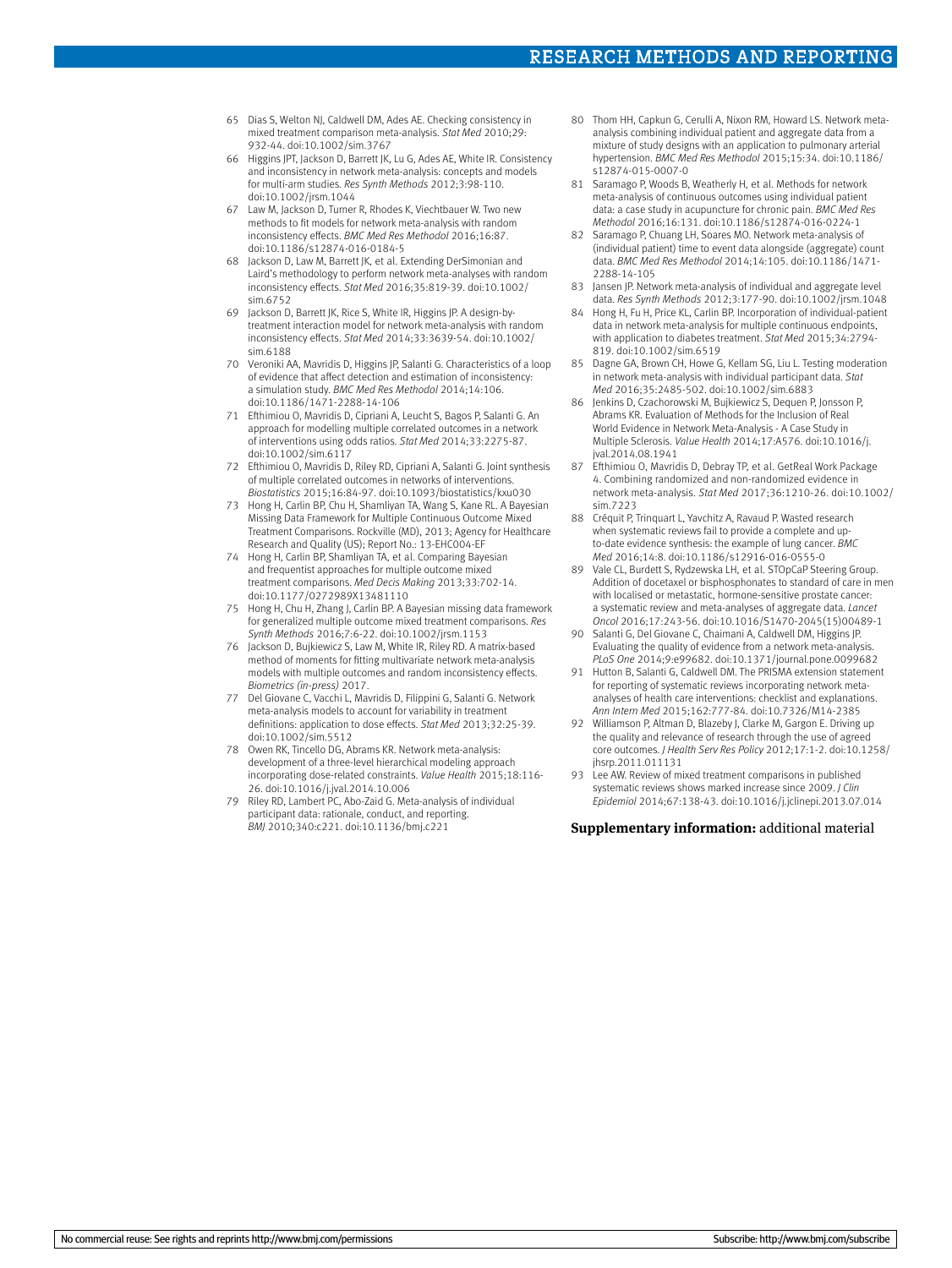65 Dias S, Welton NJ, Caldwell DM, Ades AE. Checking consistency in mixed treatment comparison meta-analysis. *Stat Med* 2010;29: 932-44. doi:10.1002/sim.3767

66 Higgins JPT, Jackson D, Barrett JK, Lu G, Ades AE, White IR. Consistency and inconsistency in network meta-analysis: concepts and models for multi-arm studies. *Res Synth Methods* 2012;3:98-110. doi:10.1002/jrsm.1044

67 Law M, Jackson D, Turner R, Rhodes K, Viechtbauer W. Two new methods to fit models for network meta-analysis with random inconsistency effects. *BMC Med Res Methodol* 2016;16:87. doi:10.1186/s12874-016-0184-5

68 Jackson D, Law M, Barrett JK, et al. Extending DerSimonian and Laird's methodology to perform network meta-analyses with random inconsistency effects. *Stat Med* 2016;35:819-39. doi:10.1002/sim.6752

69 Jackson D, Barrett JK, Rice S, White IR, Higgins JP. A design-by-treatment interaction model for network meta-analysis with random inconsistency effects. *Stat Med* 2014;33:3639-54. doi:10.1002/sim.6188

70 Veroniki AA, Mavridis D, Higgins JP, Salanti G. Characteristics of a loop of evidence that affect detection and estimation of inconsistency: a simulation study. *BMC Med Res Methodol* 2014;14:106. doi:10.1186/1471-2288-14-106

71 Efthimiou O, Mavridis D, Cipriani A, Leucht S, Bagos P, Salanti G. An approach for modelling multiple correlated outcomes in a network of interventions using odds ratios. *Stat Med* 2014;33:2275-87. doi:10.1002/sim.6117

72 Efthimiou O, Mavridis D, Riley RD, Cipriani A, Salanti G. Joint synthesis of multiple correlated outcomes in networks of interventions. *Biostatistics* 2015;16:84-97. doi:10.1093/biostatistics/kxu030

73 Hong H, Carlin BP, Chu H, Shamliyan TA, Wang S, Kane RL. A Bayesian Missing Data Framework for Multiple Continuous Outcome Mixed Treatment Comparisons. Rockville (MD), 2013; Agency for Healthcare Research and Quality (US); Report No.: 13-EHC004-EF

74 Hong H, Carlin BP, Shamliyan TA, et al. Comparing Bayesian and frequentist approaches for multiple outcome mixed treatment comparisons. *Med Decis Making* 2013;33:702-14. doi:10.1177/0272989X13481110

75 Hong H, Chu H, Zhang J, Carlin BP. A Bayesian missing data framework for generalized multiple outcome mixed treatment comparisons. *Res Synth Methods* 2016;7:6-22. doi:10.1002/jrsm.1153

76 Jackson D, Bujkiewicz S, Law M, White IR, Riley RD. A matrix-based method of moments for fitting multivariate network meta-analysis models with multiple outcomes and random inconsistency effects. *Biometrics (in-press)* 2017.

77 Del Giovane C, Vacchi L, Mavridis D, Filippini G, Salanti G. Network meta-analysis models to account for variability in treatment definitions: application to dose effects. *Stat Med* 2013;32:25-39. doi:10.1002/sim.5512

78 Owen RK, Tincello DG, Abrams KR. Network meta-analysis: development of a three-level hierarchical modeling approach incorporating dose-related constraints. *Value Health* 2015;18:116-26. doi:10.1016/j.jval.2014.10.006

79 Riley RD, Lambert PC, Abo-Zaid G. Meta-analysis of individual participant data: rationale, conduct, and reporting. *BMJ* 2010;340:c221. doi:10.1136/bmj.c221

80 Thom HH, Capkun G, Cerulli A, Nixon RM, Howard LS. Network meta-analysis combining individual patient and aggregate data from a mixture of study designs with an application to pulmonary arterial hypertension. *BMC Med Res Methodol* 2015;15:34. doi:10.1186/s12874-015-0007-0

81 Saramago P, Woods B, Weatherly H, et al. Methods for network meta-analysis of continuous outcomes using individual patient data: a case study in acupuncture for chronic pain. *BMC Med Res Methodol* 2016;16:131. doi:10.1186/s12874-016-0224-1

82 Saramago P, Chuang LH, Soares MO. Network meta-analysis of (individual patient) time to event data alongside (aggregate) count data. *BMC Med Res Methodol* 2014;14:105. doi:10.1186/1471-2288-14-105

83 Jansen JP. Network meta-analysis of individual and aggregate level data. *Res Synth Methods* 2012;3:177-90. doi:10.1002/jrsm.1048

84 Hong H, Fu H, Price KL, Carlin BP. Incorporation of individual-patient data in network meta-analysis for multiple continuous endpoints, with application to diabetes treatment. *Stat Med* 2015;34:2794-819. doi:10.1002/sim.6519

85 Dagne GA, Brown CH, Howe G, Kellam SG, Liu L. Testing moderation in network meta-analysis with individual participant data. *Stat Med* 2016;35:2485-502. doi:10.1002/sim.6883

86 Jenkins D, Czachorowski M, Bujkiewicz S, Dequen P, Jonsson P, Abrams KR. Evaluation of Methods for the Inclusion of Real World Evidence in Network Meta-Analysis - A Case Study in Multiple Sclerosis. *Value Health* 2014;17:A576. doi:10.1016/j.jval.2014.08.1941

87 Efthimiou O, Mavridis D, Debray TP, et al. GetReal Work Package 4. Combining randomized and non-randomized evidence in network meta-analysis. *Stat Med* 2017;36:1210-26. doi:10.1002/sim.7223

88 Créquit P, Trinquart L, Yavchitz A, Ravaud P. Wasted research when systematic reviews fail to provide a complete and up-to-date evidence synthesis: the example of lung cancer. *BMC Med* 2016;14:8. doi:10.1186/s12916-016-0555-0

89 Vale CL, Burdett S, Rydzewska LH, et al. STOpCaP Steering Group. Addition of docetaxel or bisphosphonates to standard of care in men with localised or metastatic, hormone-sensitive prostate cancer: a systematic review and meta-analyses of aggregate data. *Lancet Oncol* 2016;17:243-56. doi:10.1016/S1470-2045(15)00489-1

90 Salanti G, Del Giovane C, Chaimani A, Caldwell DM, Higgins JP. Evaluating the quality of evidence from a network meta-analysis. *PLoS One* 2014;9:e99682. doi:10.1371/journal.pone.0099682

91 Hutton B, Salanti G, Caldwell DM. The PRISMA extension statement for reporting of systematic reviews incorporating network meta-analyses of health care interventions: checklist and explanations. *Ann Intern Med* 2015;162:777-84. doi:10.7326/M14-2385

92 Williamson P, Altman D, Blazeby J, Clarke M, Gargon E. Driving up the quality and relevance of research through the use of agreed core outcomes. *J Health Serv Res Policy* 2012;17:1-2. doi:10.1258/jhsrp.2011.011131

93 Lee AW. Review of mixed treatment comparisons in published systematic reviews shows marked increase since 2009. *J Clin Epidemiol* 2014;67:138-43. doi:10.1016/j.jclinepi.2013.07.014

**Supplementary information:** additional material